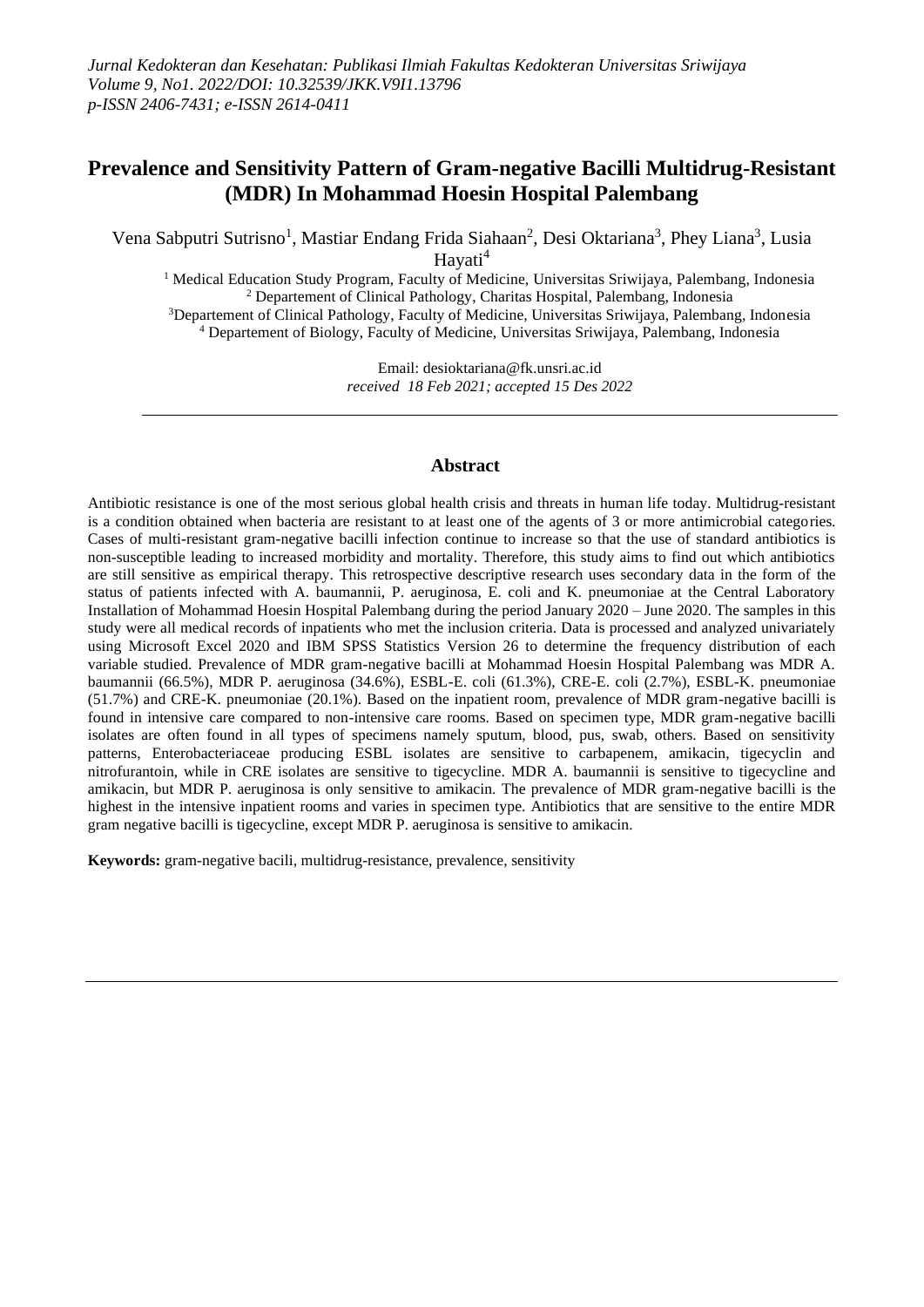# Prevalence and Sensitivity Pattern of Gram-negative Bacilli Multidrug-Resistant (MDR) In Mohammad Hoesin Hospital Palembang

Vena Sabputri Sutrisno[1], Mastiar Endang Frida Siahaan[2], Desi Oktariana[3], Phey Liana[3], Lusia Hayati[4]

[1] Medical Education Study Program, Faculty of Medicine, Universitas Sriwijaya, Palembang, Indonesia
[2] Departement of Clinical Pathology, Charitas Hospital, Palembang, Indonesia
[3] Departement of Clinical Pathology, Faculty of Medicine, Universitas Sriwijaya, Palembang, Indonesia
[4] Departement of Biology, Faculty of Medicine, Universitas Sriwijaya, Palembang, Indonesia

Email: desioktariana@fk.unsri.ac.id
*received 18 Feb 2021; accepted 15 Des 2022*

## Abstract

Antibiotic resistance is one of the most serious global health crisis and threats in human life today. Multidrug-resistant is a condition obtained when bacteria are resistant to at least one of the agents of 3 or more antimicrobial categories. Cases of multi-resistant gram-negative bacilli infection continue to increase so that the use of standard antibiotics is non-susceptible leading to increased morbidity and mortality. Therefore, this study aims to find out which antibiotics are still sensitive as empirical therapy. This retrospective descriptive research uses secondary data in the form of the status of patients infected with A. baumannii, P. aeruginosa, E. coli and K. pneumoniae at the Central Laboratory Installation of Mohammad Hoesin Hospital Palembang during the period January 2020 – June 2020. The samples in this study were all medical records of inpatients who met the inclusion criteria. Data is processed and analyzed univariately using Microsoft Excel 2020 and IBM SPSS Statistics Version 26 to determine the frequency distribution of each variable studied. Prevalence of MDR gram-negative bacilli at Mohammad Hoesin Hospital Palembang was MDR A. baumannii (66.5%), MDR P. aeruginosa (34.6%), ESBL-E. coli (61.3%), CRE-E. coli (2.7%), ESBL-K. pneumoniae (51.7%) and CRE-K. pneumoniae (20.1%). Based on the inpatient room, prevalence of MDR gram-negative bacilli is found in intensive care compared to non-intensive care rooms. Based on specimen type, MDR gram-negative bacilli isolates are often found in all types of specimens namely sputum, blood, pus, swab, others. Based on sensitivity patterns, Enterobacteriaceae producing ESBL isolates are sensitive to carbapenem, amikacin, tigecyclin and nitrofurantoin, while in CRE isolates are sensitive to tigecycline. MDR A. baumannii is sensitive to tigecycline and amikacin, but MDR P. aeruginosa is only sensitive to amikacin. The prevalence of MDR gram-negative bacilli is the highest in the intensive inpatient rooms and varies in specimen type. Antibiotics that are sensitive to the entire MDR gram negative bacilli is tigecycline, except MDR P. aeruginosa is sensitive to amikacin.

**Keywords:** gram-negative bacili, multidrug-resistance, prevalence, sensitivity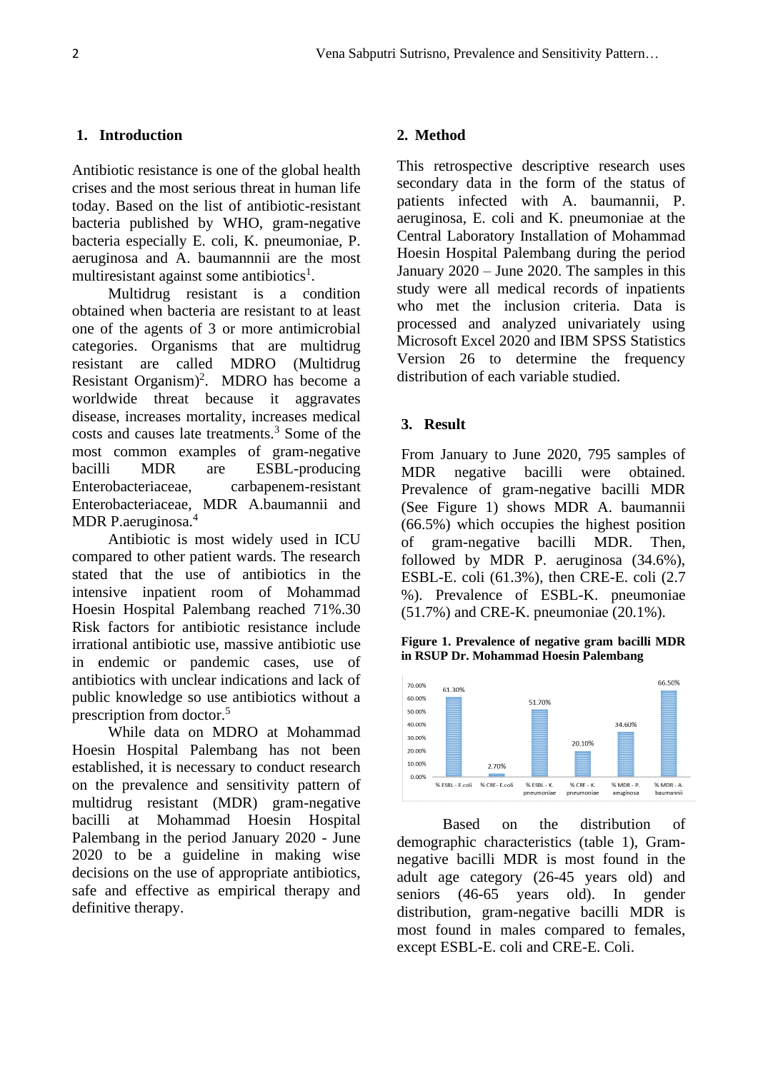## 1. Introduction

Antibiotic resistance is one of the global health crises and the most serious threat in human life today. Based on the list of antibiotic-resistant bacteria published by WHO, gram-negative bacteria especially E. coli, K. pneumoniae, P. aeruginosa and A. baumannnii are the most multiresistant against some antibiotics[1].

Multidrug resistant is a condition obtained when bacteria are resistant to at least one of the agents of 3 or more antimicrobial categories. Organisms that are multidrug resistant are called MDRO (Multidrug Resistant Organism)[2]. MDRO has become a worldwide threat because it aggravates disease, increases mortality, increases medical costs and causes late treatments.[3] Some of the most common examples of gram-negative bacilli MDR are ESBL-producing Enterobacteriaceae, carbapenem-resistant Enterobacteriaceae, MDR A.baumannii and MDR P.aeruginosa.[4]

Antibiotic is most widely used in ICU compared to other patient wards. The research stated that the use of antibiotics in the intensive inpatient room of Mohammad Hoesin Hospital Palembang reached 71%.30 Risk factors for antibiotic resistance include irrational antibiotic use, massive antibiotic use in endemic or pandemic cases, use of antibiotics with unclear indications and lack of public knowledge so use antibiotics without a prescription from doctor.[5]

While data on MDRO at Mohammad Hoesin Hospital Palembang has not been established, it is necessary to conduct research on the prevalence and sensitivity pattern of multidrug resistant (MDR) gram-negative bacilli at Mohammad Hoesin Hospital Palembang in the period January 2020 - June 2020 to be a guideline in making wise decisions on the use of appropriate antibiotics, safe and effective as empirical therapy and definitive therapy.

## 2. Method

This retrospective descriptive research uses secondary data in the form of the status of patients infected with A. baumannii, P. aeruginosa, E. coli and K. pneumoniae at the Central Laboratory Installation of Mohammad Hoesin Hospital Palembang during the period January 2020 – June 2020. The samples in this study were all medical records of inpatients who met the inclusion criteria. Data is processed and analyzed univariately using Microsoft Excel 2020 and IBM SPSS Statistics Version 26 to determine the frequency distribution of each variable studied.

## 3. Result

From January to June 2020, 795 samples of MDR negative bacilli were obtained. Prevalence of gram-negative bacilli MDR (See Figure 1) shows MDR A. baumannii (66.5%) which occupies the highest position of gram-negative bacilli MDR. Then, followed by MDR P. aeruginosa (34.6%), ESBL-E. coli (61.3%), then CRE-E. coli (2.7 %). Prevalence of ESBL-K. pneumoniae (51.7%) and CRE-K. pneumoniae (20.1%).

**Figure 1. Prevalence of negative gram bacilli MDR in RSUP Dr. Mohammad Hoesin Palembang**

| Category | Prevalence |
|---|---|
| % ESBL - E.coli | 61.30% |
| % CRE - E.coli | 2.70% |
| % ESBL - K. pneumoniae | 51.70% |
| % CRE - K. pneumoniae | 20.10% |
| % MDR - P. aeuginosa | 34.60% |
| % MDR - A. baumannii | 66.50% |

Based on the distribution of demographic characteristics (table 1), Gram-negative bacilli MDR is most found in the adult age category (26-45 years old) and seniors (46-65 years old). In gender distribution, gram-negative bacilli MDR is most found in males compared to females, except ESBL-E. coli and CRE-E. Coli.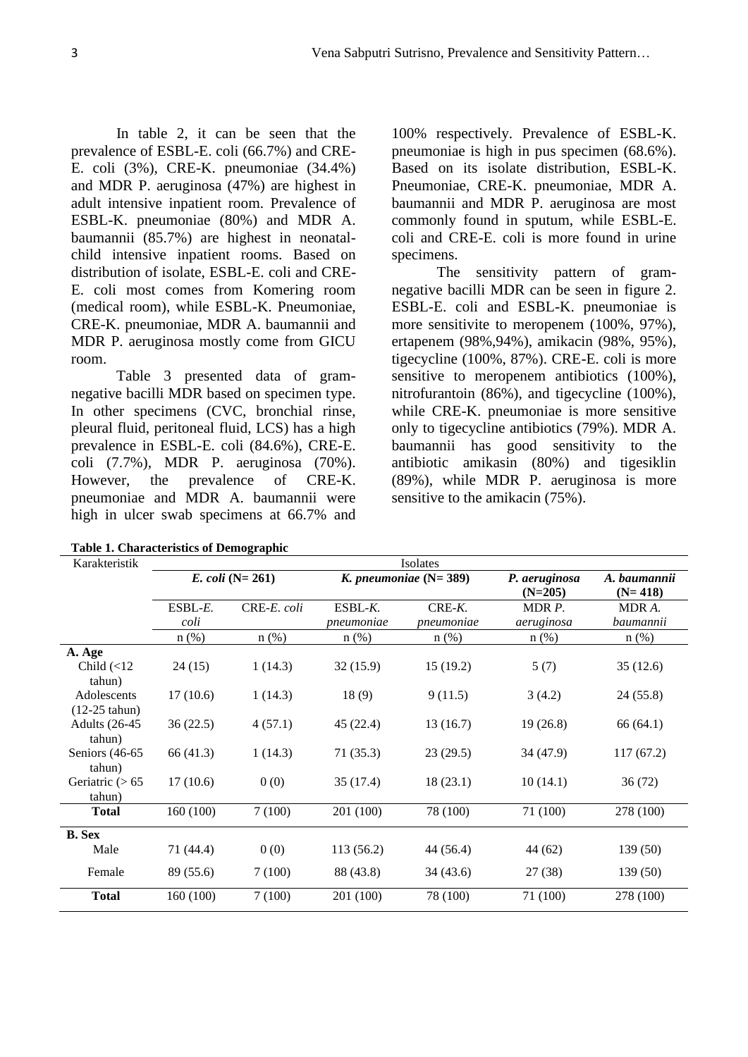In table 2, it can be seen that the prevalence of ESBL-E. coli (66.7%) and CRE-E. coli (3%), CRE-K. pneumoniae (34.4%) and MDR P. aeruginosa (47%) are highest in adult intensive inpatient room. Prevalence of ESBL-K. pneumoniae (80%) and MDR A. baumannii (85.7%) are highest in neonatal-child intensive inpatient rooms. Based on distribution of isolate, ESBL-E. coli and CRE-E. coli most comes from Komering room (medical room), while ESBL-K. Pneumoniae, CRE-K. pneumoniae, MDR A. baumannii and MDR P. aeruginosa mostly come from GICU room.

Table 3 presented data of gram-negative bacilli MDR based on specimen type. In other specimens (CVC, bronchial rinse, pleural fluid, peritoneal fluid, LCS) has a high prevalence in ESBL-E. coli (84.6%), CRE-E. coli (7.7%), MDR P. aeruginosa (70%). However, the prevalence of CRE-K. pneumoniae and MDR A. baumannii were high in ulcer swab specimens at 66.7% and 100% respectively. Prevalence of ESBL-K. pneumoniae is high in pus specimen (68.6%). Based on its isolate distribution, ESBL-K. Pneumoniae, CRE-K. pneumoniae, MDR A. baumannii and MDR P. aeruginosa are most commonly found in sputum, while ESBL-E. coli and CRE-E. coli is more found in urine specimens.

The sensitivity pattern of gram-negative bacilli MDR can be seen in figure 2. ESBL-E. coli and ESBL-K. pneumoniae is more sensitivite to meropenem (100%, 97%), ertapenem (98%,94%), amikacin (98%, 95%), tigecycline (100%, 87%). CRE-E. coli is more sensitive to meropenem antibiotics (100%), nitrofurantoin (86%), and tigecycline (100%), while CRE-K. pneumoniae is more sensitive only to tigecycline antibiotics (79%). MDR A. baumannii has good sensitivity to the antibiotic amikasin (80%) and tigesiklin (89%), while MDR P. aeruginosa is more sensitive to the amikacin (75%).

**Table 1. Characteristics of Demographic**

| Karakteristik | Isolates | | | | | |
|---|---|---|---|---|---|---|
| | *E. coli* (N= 261) | | *K. pneumoniae* (N= 389) | | *P. aeruginosa* (N=205) | *A. baumannii* (N= 418) |
| | ESBL-*E. coli* | CRE-*E. coli* | ESBL-*K. pneumoniae* | CRE-*K. pneumoniae* | MDR *P. aeruginosa* | MDR *A. baumannii* |
| | n (%) | n (%) | n (%) | n (%) | n (%) | n (%) |
| **A. Age** | | | | | | |
| Child (<12 tahun) | 24 (15) | 1 (14.3) | 32 (15.9) | 15 (19.2) | 5 (7) | 35 (12.6) |
| Adolescents (12-25 tahun) | 17 (10.6) | 1 (14.3) | 18 (9) | 9 (11.5) | 3 (4.2) | 24 (55.8) |
| Adults (26-45 tahun) | 36 (22.5) | 4 (57.1) | 45 (22.4) | 13 (16.7) | 19 (26.8) | 66 (64.1) |
| Seniors (46-65 tahun) | 66 (41.3) | 1 (14.3) | 71 (35.3) | 23 (29.5) | 34 (47.9) | 117 (67.2) |
| Geriatric (> 65 tahun) | 17 (10.6) | 0 (0) | 35 (17.4) | 18 (23.1) | 10 (14.1) | 36 (72) |
| **Total** | 160 (100) | 7 (100) | 201 (100) | 78 (100) | 71 (100) | 278 (100) |
| **B. Sex** | | | | | | |
| Male | 71 (44.4) | 0 (0) | 113 (56.2) | 44 (56.4) | 44 (62) | 139 (50) |
| Female | 89 (55.6) | 7 (100) | 88 (43.8) | 34 (43.6) | 27 (38) | 139 (50) |
| **Total** | 160 (100) | 7 (100) | 201 (100) | 78 (100) | 71 (100) | 278 (100) |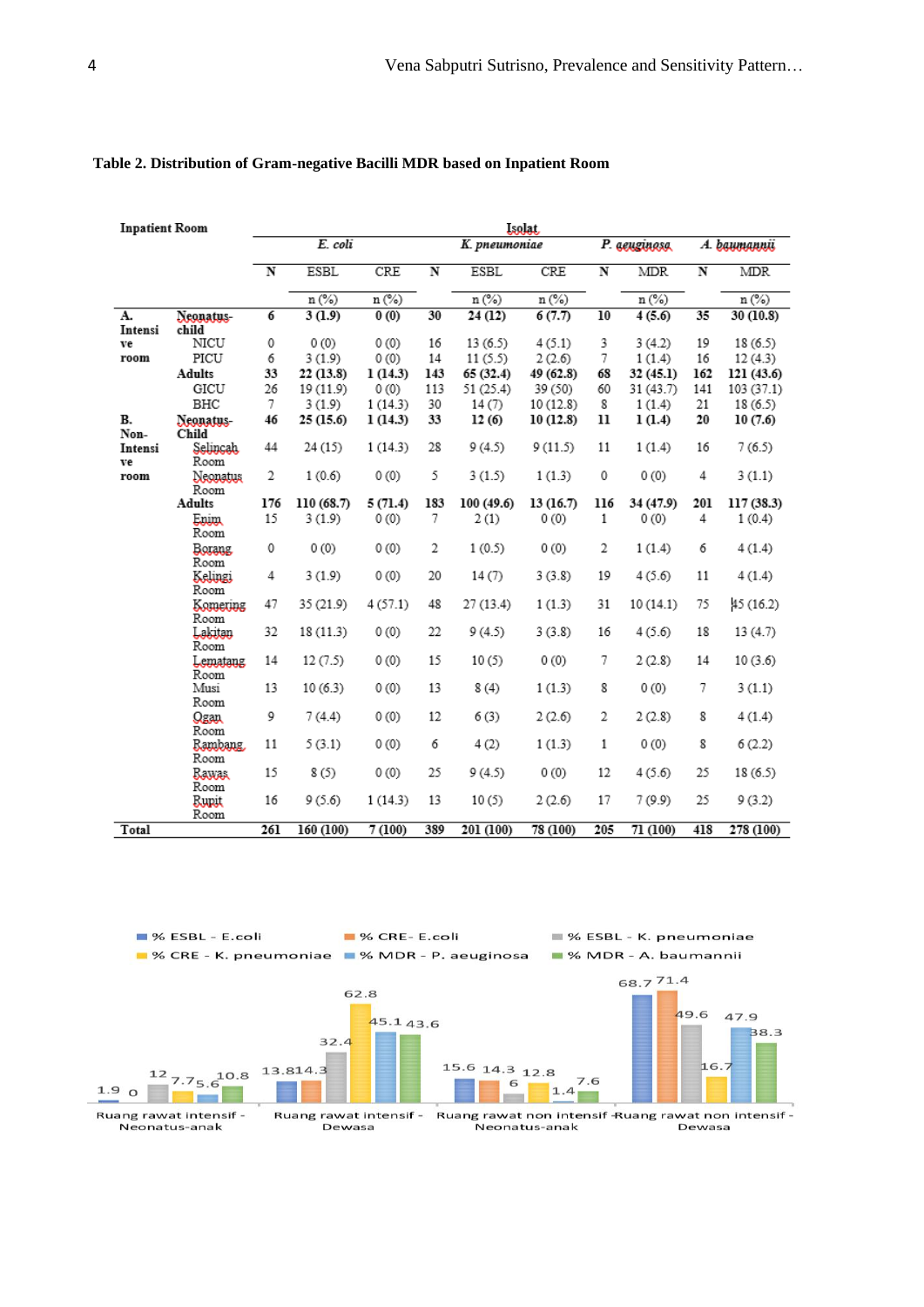**Table 2. Distribution of Gram-negative Bacilli MDR based on Inpatient Room**

| Inpatient Room | | Isolat | | | | | | | | | |
|---|---|---|---|---|---|---|---|---|---|---|---|
| | | *E. coli* | | | *K. pneumoniae* | | | *P. aeuginosa* | | *A. baumannii* | |
| | | N | ESBL | CRE | N | ESBL | CRE | N | MDR | N | MDR |
| | | | n (%) | n (%) | | n (%) | n (%) | | n (%) | | n (%) |
| **A. Intensive room** | **Neonatus-child** | **6** | **3 (1.9)** | **0 (0)** | **30** | **24 (12)** | **6 (7.7)** | **10** | **4 (5.6)** | **35** | **30 (10.8)** |
| | NICU | 0 | 0 (0) | 0 (0) | 16 | 13 (6.5) | 4 (5.1) | 3 | 3 (4.2) | 19 | 18 (6.5) |
| | PICU | 6 | 3 (1.9) | 0 (0) | 14 | 11 (5.5) | 2 (2.6) | 7 | 1 (1.4) | 16 | 12 (4.3) |
| | **Adults** | **33** | **22 (13.8)** | **1 (14.3)** | **143** | **65 (32.4)** | **49 (62.8)** | **68** | **32 (45.1)** | **162** | **121 (43.6)** |
| | GICU | 26 | 19 (11.9) | 0 (0) | 113 | 51 (25.4) | 39 (50) | 60 | 31 (43.7) | 141 | 103 (37.1) |
| | BHC | 7 | 3 (1.9) | 1 (14.3) | 30 | 14 (7) | 10 (12.8) | 8 | 1 (1.4) | 21 | 18 (6.5) |
| **B. Non-Intensive room** | **Neonatus-Child** | **46** | **25 (15.6)** | **1 (14.3)** | **33** | **12 (6)** | **10 (12.8)** | **11** | **1 (1.4)** | **20** | **10 (7.6)** |
| | Selincah Room | 44 | 24 (15) | 1 (14.3) | 28 | 9 (4.5) | 9 (11.5) | 11 | 1 (1.4) | 16 | 7 (6.5) |
| | Neonatus Room | 2 | 1 (0.6) | 0 (0) | 5 | 3 (1.5) | 1 (1.3) | 0 | 0 (0) | 4 | 3 (1.1) |
| | **Adults** | **176** | **110 (68.7)** | **5 (71.4)** | **183** | **100 (49.6)** | **13 (16.7)** | **116** | **34 (47.9)** | **201** | **117 (38.3)** |
| | Enim Room | 15 | 3 (1.9) | 0 (0) | 7 | 2 (1) | 0 (0) | 1 | 0 (0) | 4 | 1 (0.4) |
| | Borang Room | 0 | 0 (0) | 0 (0) | 2 | 1 (0.5) | 0 (0) | 2 | 1 (1.4) | 6 | 4 (1.4) |
| | Kelingi Room | 4 | 3 (1.9) | 0 (0) | 20 | 14 (7) | 3 (3.8) | 19 | 4 (5.6) | 11 | 4 (1.4) |
| | Komering Room | 47 | 35 (21.9) | 4 (57.1) | 48 | 27 (13.4) | 1 (1.3) | 31 | 10 (14.1) | 75 | 45 (16.2) |
| | Lakitan Room | 32 | 18 (11.3) | 0 (0) | 22 | 9 (4.5) | 3 (3.8) | 16 | 4 (5.6) | 18 | 13 (4.7) |
| | Lematang Room | 14 | 12 (7.5) | 0 (0) | 15 | 10 (5) | 0 (0) | 7 | 2 (2.8) | 14 | 10 (3.6) |
| | Musi Room | 13 | 10 (6.3) | 0 (0) | 13 | 8 (4) | 1 (1.3) | 8 | 0 (0) | 7 | 3 (1.1) |
| | Ogan Room | 9 | 7 (4.4) | 0 (0) | 12 | 6 (3) | 2 (2.6) | 2 | 2 (2.8) | 8 | 4 (1.4) |
| | Rambang Room | 11 | 5 (3.1) | 0 (0) | 6 | 4 (2) | 1 (1.3) | 1 | 0 (0) | 8 | 6 (2.2) |
| | Rawas Room | 15 | 8 (5) | 0 (0) | 25 | 9 (4.5) | 0 (0) | 12 | 4 (5.6) | 25 | 18 (6.5) |
| | Rupit Room | 16 | 9 (5.6) | 1 (14.3) | 13 | 10 (5) | 2 (2.6) | 17 | 7 (9.9) | 25 | 9 (3.2) |
| **Total** | | **261** | **160 (100)** | **7 (100)** | **389** | **201 (100)** | **78 (100)** | **205** | **71 (100)** | **418** | **278 (100)** |

| | % ESBL - E.coli | % CRE- E.coli | % ESBL - K. pneumoniae | % CRE - K. pneumoniae | % MDR - P. aeuginosa | % MDR - A. baumannii |
|---|---|---|---|---|---|---|
| Ruang rawat intensif - Neonatus-anak | 1.9 | 0 | 12 | 7.7 | 5.6 | 10.8 |
| Ruang rawat intensif - Dewasa | 13.8 | 14.3 | 32.4 | 62.8 | 45.1 | 43.6 |
| Ruang rawat non intensif - Neonatus-anak | 15.6 | 14.3 | 6 | 12.8 | 1.4 | 7.6 |
| Ruang rawat non intensif - Dewasa | 68.7 | 71.4 | 49.6 | 16.7 | 47.9 | 38.3 |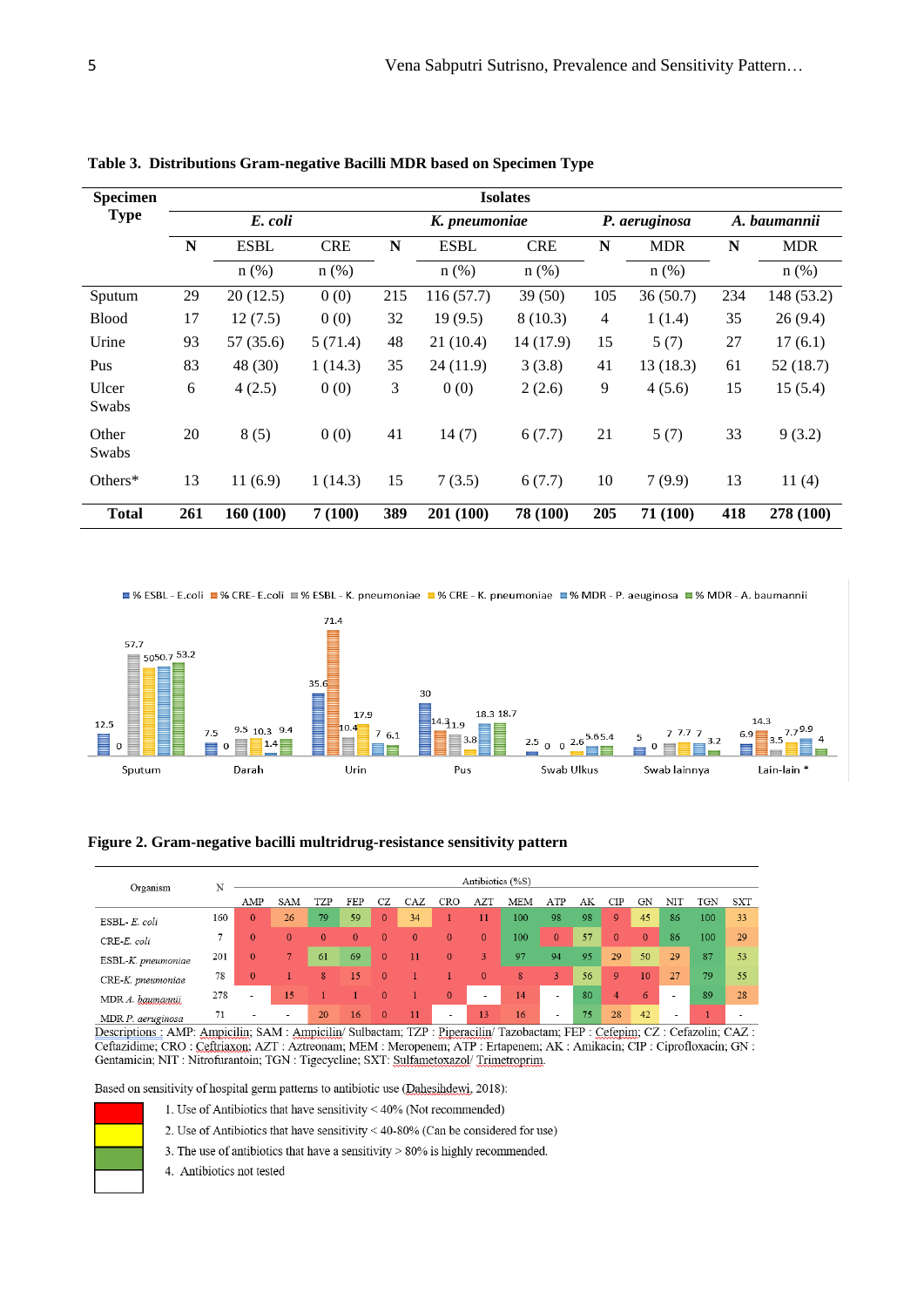**Table 3. Distributions Gram-negative Bacilli MDR based on Specimen Type**

| Specimen Type | Isolates | | | | | | | | | |
|---|---|---|---|---|---|---|---|---|---|---|
| | *E. coli* | | | *K. pneumoniae* | | | *P. aeruginosa* | | *A. baumannii* | |
| | N | ESBL | CRE | N | ESBL | CRE | N | MDR | N | MDR |
| | | n (%) | n (%) | | n (%) | n (%) | | n (%) | | n (%) |
| Sputum | 29 | 20 (12.5) | 0 (0) | 215 | 116 (57.7) | 39 (50) | 105 | 36 (50.7) | 234 | 148 (53.2) |
| Blood | 17 | 12 (7.5) | 0 (0) | 32 | 19 (9.5) | 8 (10.3) | 4 | 1 (1.4) | 35 | 26 (9.4) |
| Urine | 93 | 57 (35.6) | 5 (71.4) | 48 | 21 (10.4) | 14 (17.9) | 15 | 5 (7) | 27 | 17 (6.1) |
| Pus | 83 | 48 (30) | 1 (14.3) | 35 | 24 (11.9) | 3 (3.8) | 41 | 13 (18.3) | 61 | 52 (18.7) |
| Ulcer Swabs | 6 | 4 (2.5) | 0 (0) | 3 | 0 (0) | 2 (2.6) | 9 | 4 (5.6) | 15 | 15 (5.4) |
| Other Swabs | 20 | 8 (5) | 0 (0) | 41 | 14 (7) | 6 (7.7) | 21 | 5 (7) | 33 | 9 (3.2) |
| Others* | 13 | 11 (6.9) | 1 (14.3) | 15 | 7 (3.5) | 6 (7.7) | 10 | 7 (9.9) | 13 | 11 (4) |
| **Total** | **261** | **160 (100)** | **7 (100)** | **389** | **201 (100)** | **78 (100)** | **205** | **71 (100)** | **418** | **278 (100)** |

**Figure 2. Gram-negative bacilli multridrug-resistance sensitivity pattern**

| Organism | N | AMP | SAM | TZP | FEP | CZ | CAZ | CRO | AZT | MEM | ATP | AK | CIP | GN | NIT | TGN | SXT |
|---|---|---|---|---|---|---|---|---|---|---|---|---|---|---|---|---|---|
| ESBL- *E. coli* | 160 | 0 | 26 | 79 | 59 | 0 | 34 | 1 | 11 | 100 | 98 | 98 | 9 | 45 | 86 | 100 | 33 |
| CRE-*E. coli* | 7 | 0 | 0 | 0 | 0 | 0 | 0 | 0 | 0 | 100 | 0 | 57 | 0 | 0 | 86 | 100 | 29 |
| ESBL-*K. pneumoniae* | 201 | 0 | 7 | 61 | 69 | 0 | 11 | 0 | 3 | 97 | 94 | 95 | 29 | 50 | 29 | 87 | 53 |
| CRE-*K. pneumoniae* | 78 | 0 | 1 | 8 | 15 | 0 | 1 | 1 | 0 | 8 | 3 | 56 | 9 | 10 | 27 | 79 | 55 |
| MDR *A. baumannii* | 278 | - | 15 | 1 | 1 | 0 | 1 | 0 | - | 14 | - | 80 | 4 | 6 | - | 89 | 28 |
| MDR *P. aeruginosa* | 71 | - | - | 20 | 16 | 0 | 11 | - | 13 | 16 | - | 75 | 28 | 42 | - | 1 | - |

Descriptions : AMP: Ampicilin; SAM : Ampicilin/ Sulbactam; TZP : Piperacilin/ Tazobactam; FEP : Cefepim; CZ : Cefazolin; CAZ : Ceftazidime; CRO : Ceftriaxon; AZT : Aztreonam; MEM : Meropenem; ATP : Ertapenem; AK : Amikacin; CIP : Ciprofloxacin; GN : Gentamicin; NIT : Nitrofurantoin; TGN : Tigecycline; SXT: Sulfametoxazol/ Trimetroprim.

Based on sensitivity of hospital germ patterns to antibiotic use (Dahesihdewi, 2018):

1. Use of Antibiotics that have sensitivity < 40% (Not recommended)
2. Use of Antibiotics that have sensitivity < 40-80% (Can be considered for use)
3. The use of antibiotics that have a sensitivity > 80% is highly recommended.
4. Antibiotics not tested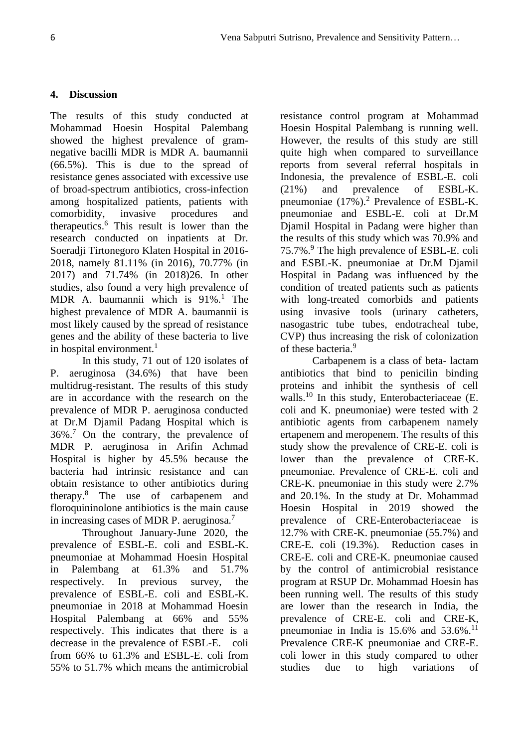## 4. Discussion

The results of this study conducted at Mohammad Hoesin Hospital Palembang showed the highest prevalence of gram-negative bacilli MDR is MDR A. baumannii (66.5%). This is due to the spread of resistance genes associated with excessive use of broad-spectrum antibiotics, cross-infection among hospitalized patients, patients with comorbidity, invasive procedures and therapeutics.[6] This result is lower than the research conducted on inpatients at Dr. Soeradji Tirtonegoro Klaten Hospital in 2016-2018, namely 81.11% (in 2016), 70.77% (in 2017) and 71.74% (in 2018)26. In other studies, also found a very high prevalence of MDR A. baumannii which is 91%.[1] The highest prevalence of MDR A. baumannii is most likely caused by the spread of resistance genes and the ability of these bacteria to live in hospital environment.[1]

In this study, 71 out of 120 isolates of P. aeruginosa (34.6%) that have been multidrug-resistant. The results of this study are in accordance with the research on the prevalence of MDR P. aeruginosa conducted at Dr.M Djamil Padang Hospital which is 36%.[7] On the contrary, the prevalence of MDR P. aeruginosa in Arifin Achmad Hospital is higher by 45.5% because the bacteria had intrinsic resistance and can obtain resistance to other antibiotics during therapy.[8] The use of carbapenem and floroquininolone antibiotics is the main cause in increasing cases of MDR P. aeruginosa.[7]

Throughout January-June 2020, the prevalence of ESBL-E. coli and ESBL-K. pneumoniae at Mohammad Hoesin Hospital in Palembang at 61.3% and 51.7% respectively. In previous survey, the prevalence of ESBL-E. coli and ESBL-K. pneumoniae in 2018 at Mohammad Hoesin Hospital Palembang at 66% and 55% respectively. This indicates that there is a decrease in the prevalence of ESBL-E. coli from 66% to 61.3% and ESBL-E. coli from 55% to 51.7% which means the antimicrobial resistance control program at Mohammad Hoesin Hospital Palembang is running well. However, the results of this study are still quite high when compared to surveillance reports from several referral hospitals in Indonesia, the prevalence of ESBL-E. coli (21%) and prevalence of ESBL-K. pneumoniae (17%).[2] Prevalence of ESBL-K. pneumoniae and ESBL-E. coli at Dr.M Djamil Hospital in Padang were higher than the results of this study which was 70.9% and 75.7%.[9] The high prevalence of ESBL-E. coli and ESBL-K. pneumoniae at Dr.M Djamil Hospital in Padang was influenced by the condition of treated patients such as patients with long-treated comorbids and patients using invasive tools (urinary catheters, nasogastric tube tubes, endotracheal tube, CVP) thus increasing the risk of colonization of these bacteria.[9]

Carbapenem is a class of beta- lactam antibiotics that bind to penicilin binding proteins and inhibit the synthesis of cell walls.[10] In this study, Enterobacteriaceae (E. coli and K. pneumoniae) were tested with 2 antibiotic agents from carbapenem namely ertapenem and meropenem. The results of this study show the prevalence of CRE-E. coli is lower than the prevalence of CRE-K. pneumoniae. Prevalence of CRE-E. coli and CRE-K. pneumoniae in this study were 2.7% and 20.1%. In the study at Dr. Mohammad Hoesin Hospital in 2019 showed the prevalence of CRE-Enterobacteriaceae is 12.7% with CRE-K. pneumoniae (55.7%) and CRE-E. coli (19.3%). Reduction cases in CRE-E. coli and CRE-K. pneumoniae caused by the control of antimicrobial resistance program at RSUP Dr. Mohammad Hoesin has been running well. The results of this study are lower than the research in India, the prevalence of CRE-E. coli and CRE-K, pneumoniae in India is 15.6% and 53.6%.[11] Prevalence CRE-K pneumoniae and CRE-E. coli lower in this study compared to other studies due to high variations of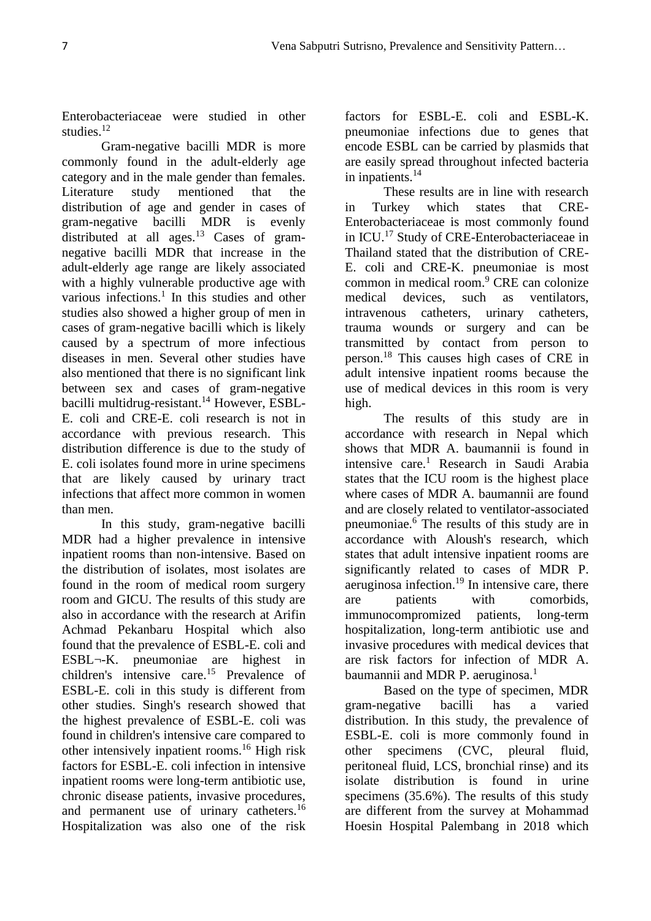Enterobacteriaceae were studied in other studies.[12]

Gram-negative bacilli MDR is more commonly found in the adult-elderly age category and in the male gender than females. Literature study mentioned that the distribution of age and gender in cases of gram-negative bacilli MDR is evenly distributed at all ages.[13] Cases of gram-negative bacilli MDR that increase in the adult-elderly age range are likely associated with a highly vulnerable productive age with various infections.[1] In this studies and other studies also showed a higher group of men in cases of gram-negative bacilli which is likely caused by a spectrum of more infectious diseases in men. Several other studies have also mentioned that there is no significant link between sex and cases of gram-negative bacilli multidrug-resistant.[14] However, ESBL-E. coli and CRE-E. coli research is not in accordance with previous research. This distribution difference is due to the study of E. coli isolates found more in urine specimens that are likely caused by urinary tract infections that affect more common in women than men.

In this study, gram-negative bacilli MDR had a higher prevalence in intensive inpatient rooms than non-intensive. Based on the distribution of isolates, most isolates are found in the room of medical room surgery room and GICU. The results of this study are also in accordance with the research at Arifin Achmad Pekanbaru Hospital which also found that the prevalence of ESBL-E. coli and ESBL¬-K. pneumoniae are highest in children's intensive care.[15] Prevalence of ESBL-E. coli in this study is different from other studies. Singh's research showed that the highest prevalence of ESBL-E. coli was found in children's intensive care compared to other intensively inpatient rooms.[16] High risk factors for ESBL-E. coli infection in intensive inpatient rooms were long-term antibiotic use, chronic disease patients, invasive procedures, and permanent use of urinary catheters.[16] Hospitalization was also one of the risk factors for ESBL-E. coli and ESBL-K. pneumoniae infections due to genes that encode ESBL can be carried by plasmids that are easily spread throughout infected bacteria in inpatients.[14]

These results are in line with research in Turkey which states that CRE-Enterobacteriaceae is most commonly found in ICU.[17] Study of CRE-Enterobacteriaceae in Thailand stated that the distribution of CRE-E. coli and CRE-K. pneumoniae is most common in medical room.[9] CRE can colonize medical devices, such as ventilators, intravenous catheters, urinary catheters, trauma wounds or surgery and can be transmitted by contact from person to person.[18] This causes high cases of CRE in adult intensive inpatient rooms because the use of medical devices in this room is very high.

The results of this study are in accordance with research in Nepal which shows that MDR A. baumannii is found in intensive care.[1] Research in Saudi Arabia states that the ICU room is the highest place where cases of MDR A. baumannii are found and are closely related to ventilator-associated pneumoniae.[6] The results of this study are in accordance with Aloush's research, which states that adult intensive inpatient rooms are significantly related to cases of MDR P. aeruginosa infection.[19] In intensive care, there are patients with comorbids, immunocompromized patients, long-term hospitalization, long-term antibiotic use and invasive procedures with medical devices that are risk factors for infection of MDR A. baumannii and MDR P. aeruginosa.[1]

Based on the type of specimen, MDR gram-negative bacilli has a varied distribution. In this study, the prevalence of ESBL-E. coli is more commonly found in other specimens (CVC, pleural fluid, peritoneal fluid, LCS, bronchial rinse) and its isolate distribution is found in urine specimens (35.6%). The results of this study are different from the survey at Mohammad Hoesin Hospital Palembang in 2018 which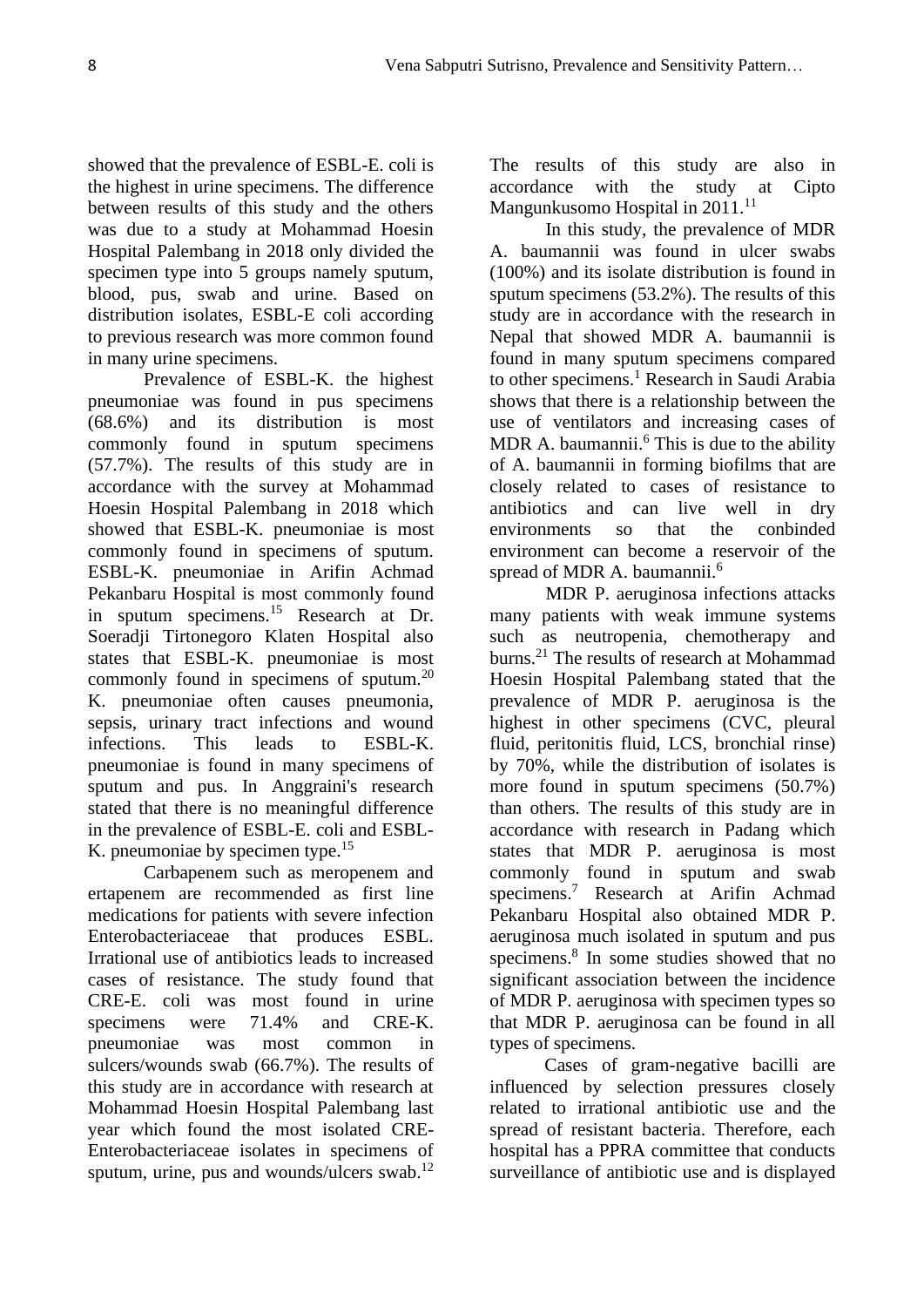showed that the prevalence of ESBL-E. coli is the highest in urine specimens. The difference between results of this study and the others was due to a study at Mohammad Hoesin Hospital Palembang in 2018 only divided the specimen type into 5 groups namely sputum, blood, pus, swab and urine. Based on distribution isolates, ESBL-E coli according to previous research was more common found in many urine specimens.

Prevalence of ESBL-K. the highest pneumoniae was found in pus specimens (68.6%) and its distribution is most commonly found in sputum specimens (57.7%). The results of this study are in accordance with the survey at Mohammad Hoesin Hospital Palembang in 2018 which showed that ESBL-K. pneumoniae is most commonly found in specimens of sputum. ESBL-K. pneumoniae in Arifin Achmad Pekanbaru Hospital is most commonly found in sputum specimens.[15] Research at Dr. Soeradji Tirtonegoro Klaten Hospital also states that ESBL-K. pneumoniae is most commonly found in specimens of sputum.[20] K. pneumoniae often causes pneumonia, sepsis, urinary tract infections and wound infections. This leads to ESBL-K. pneumoniae is found in many specimens of sputum and pus. In Anggraini's research stated that there is no meaningful difference in the prevalence of ESBL-E. coli and ESBL-K. pneumoniae by specimen type.[15]

Carbapenem such as meropenem and ertapenem are recommended as first line medications for patients with severe infection Enterobacteriaceae that produces ESBL. Irrational use of antibiotics leads to increased cases of resistance. The study found that CRE-E. coli was most found in urine specimens were 71.4% and CRE-K. pneumoniae was most common in sulcers/wounds swab (66.7%). The results of this study are in accordance with research at Mohammad Hoesin Hospital Palembang last year which found the most isolated CRE-Enterobacteriaceae isolates in specimens of sputum, urine, pus and wounds/ulcers swab.[12] The results of this study are also in accordance with the study at Cipto Mangunkusomo Hospital in 2011.[11]

In this study, the prevalence of MDR A. baumannii was found in ulcer swabs (100%) and its isolate distribution is found in sputum specimens (53.2%). The results of this study are in accordance with the research in Nepal that showed MDR A. baumannii is found in many sputum specimens compared to other specimens.[1] Research in Saudi Arabia shows that there is a relationship between the use of ventilators and increasing cases of MDR A. baumannii.[6] This is due to the ability of A. baumannii in forming biofilms that are closely related to cases of resistance to antibiotics and can live well in dry environments so that the conbinded environment can become a reservoir of the spread of MDR A. baumannii.[6]

MDR P. aeruginosa infections attacks many patients with weak immune systems such as neutropenia, chemotherapy and burns.[21] The results of research at Mohammad Hoesin Hospital Palembang stated that the prevalence of MDR P. aeruginosa is the highest in other specimens (CVC, pleural fluid, peritonitis fluid, LCS, bronchial rinse) by 70%, while the distribution of isolates is more found in sputum specimens (50.7%) than others. The results of this study are in accordance with research in Padang which states that MDR P. aeruginosa is most commonly found in sputum and swab specimens.[7] Research at Arifin Achmad Pekanbaru Hospital also obtained MDR P. aeruginosa much isolated in sputum and pus specimens.[8] In some studies showed that no significant association between the incidence of MDR P. aeruginosa with specimen types so that MDR P. aeruginosa can be found in all types of specimens.

Cases of gram-negative bacilli are influenced by selection pressures closely related to irrational antibiotic use and the spread of resistant bacteria. Therefore, each hospital has a PPRA committee that conducts surveillance of antibiotic use and is displayed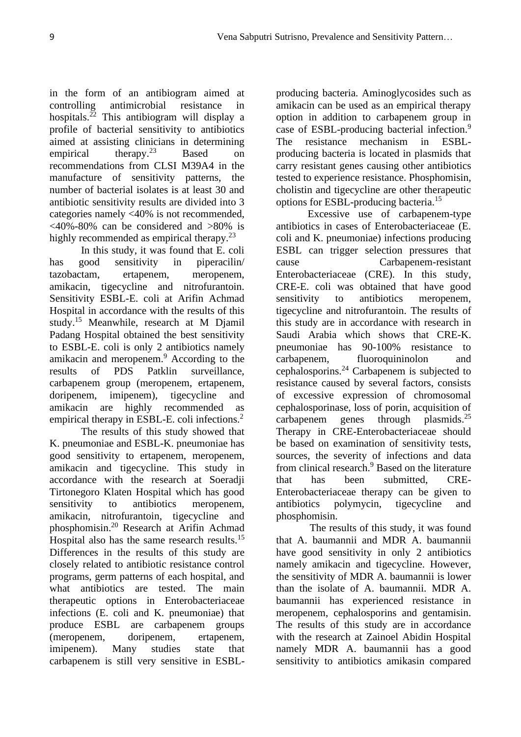in the form of an antibiogram aimed at controlling antimicrobial resistance in hospitals.[22] This antibiogram will display a profile of bacterial sensitivity to antibiotics aimed at assisting clinicians in determining empirical therapy.[23] Based on recommendations from CLSI M39A4 in the manufacture of sensitivity patterns, the number of bacterial isolates is at least 30 and antibiotic sensitivity results are divided into 3 categories namely <40% is not recommended, <40%-80% can be considered and >80% is highly recommended as empirical therapy.[23]

In this study, it was found that E. coli has good sensitivity in piperacilin/ tazobactam, ertapenem, meropenem, amikacin, tigecycline and nitrofurantoin. Sensitivity ESBL-E. coli at Arifin Achmad Hospital in accordance with the results of this study.[15] Meanwhile, research at M Djamil Padang Hospital obtained the best sensitivity to ESBL-E. coli is only 2 antibiotics namely amikacin and meropenem.[9] According to the results of PDS Patklin surveillance, carbapenem group (meropenem, ertapenem, doripenem, imipenem), tigecycline and amikacin are highly recommended as empirical therapy in ESBL-E. coli infections.[2]

The results of this study showed that K. pneumoniae and ESBL-K. pneumoniae has good sensitivity to ertapenem, meropenem, amikacin and tigecycline. This study in accordance with the research at Soeradji Tirtonegoro Klaten Hospital which has good sensitivity to antibiotics meropenem, amikacin, nitrofurantoin, tigecycline and phosphomisin.[20] Research at Arifin Achmad Hospital also has the same research results.[15] Differences in the results of this study are closely related to antibiotic resistance control programs, germ patterns of each hospital, and what antibiotics are tested. The main therapeutic options in Enterobacteriaceae infections (E. coli and K. pneumoniae) that produce ESBL are carbapenem groups (meropenem, doripenem, ertapenem, imipenem). Many studies state that carbapenem is still very sensitive in ESBL-producing bacteria. Aminoglycosides such as amikacin can be used as an empirical therapy option in addition to carbapenem group in case of ESBL-producing bacterial infection.[9] The resistance mechanism in ESBL-producing bacteria is located in plasmids that carry resistant genes causing other antibiotics tested to experience resistance. Phosphomisin, cholistin and tigecycline are other therapeutic options for ESBL-producing bacteria.[15]

Excessive use of carbapenem-type antibiotics in cases of Enterobacteriaceae (E. coli and K. pneumoniae) infections producing ESBL can trigger selection pressures that cause Carbapenem-resistant Enterobacteriaceae (CRE). In this study, CRE-E. coli was obtained that have good sensitivity to antibiotics meropenem, tigecycline and nitrofurantoin. The results of this study are in accordance with research in Saudi Arabia which shows that CRE-K. pneumoniae has 90-100% resistance to carbapenem, fluoroquininolon and cephalosporins.[24] Carbapenem is subjected to resistance caused by several factors, consists of excessive expression of chromosomal cephalosporinase, loss of porin, acquisition of carbapenem genes through plasmids.[25] Therapy in CRE-Enterobacteriaceae should be based on examination of sensitivity tests, sources, the severity of infections and data from clinical research.[9] Based on the literature that has been submitted, CRE-Enterobacteriaceae therapy can be given to antibiotics polymycin, tigecycline and phosphomisin.

The results of this study, it was found that A. baumannii and MDR A. baumannii have good sensitivity in only 2 antibiotics namely amikacin and tigecycline. However, the sensitivity of MDR A. baumannii is lower than the isolate of A. baumannii. MDR A. baumannii has experienced resistance in meropenem, cephalosporins and gentamisin. The results of this study are in accordance with the research at Zainoel Abidin Hospital namely MDR A. baumannii has a good sensitivity to antibiotics amikasin compared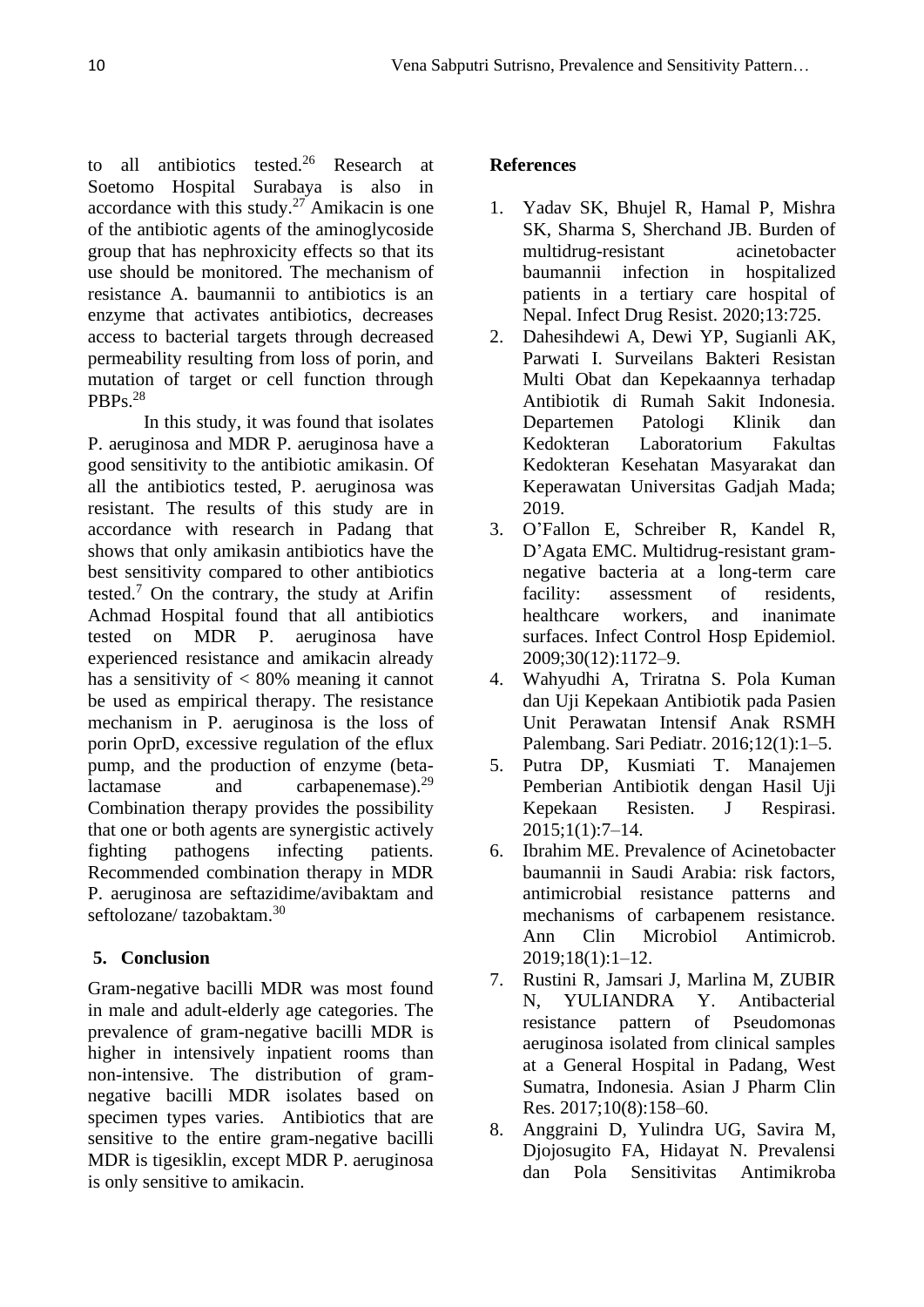to all antibiotics tested.[26] Research at Soetomo Hospital Surabaya is also in accordance with this study.[27] Amikacin is one of the antibiotic agents of the aminoglycoside group that has nephroxicity effects so that its use should be monitored. The mechanism of resistance A. baumannii to antibiotics is an enzyme that activates antibiotics, decreases access to bacterial targets through decreased permeability resulting from loss of porin, and mutation of target or cell function through PBPs.[28]

In this study, it was found that isolates P. aeruginosa and MDR P. aeruginosa have a good sensitivity to the antibiotic amikasin. Of all the antibiotics tested, P. aeruginosa was resistant. The results of this study are in accordance with research in Padang that shows that only amikasin antibiotics have the best sensitivity compared to other antibiotics tested.[7] On the contrary, the study at Arifin Achmad Hospital found that all antibiotics tested on MDR P. aeruginosa have experienced resistance and amikacin already has a sensitivity of < 80% meaning it cannot be used as empirical therapy. The resistance mechanism in P. aeruginosa is the loss of porin OprD, excessive regulation of the eflux pump, and the production of enzyme (beta-lactamase and carbapenemase).[29] Combination therapy provides the possibility that one or both agents are synergistic actively fighting pathogens infecting patients. Recommended combination therapy in MDR P. aeruginosa are seftazidime/avibaktam and seftolozane/ tazobaktam.[30]

## 5. Conclusion

Gram-negative bacilli MDR was most found in male and adult-elderly age categories. The prevalence of gram-negative bacilli MDR is higher in intensively inpatient rooms than non-intensive. The distribution of gram-negative bacilli MDR isolates based on specimen types varies. Antibiotics that are sensitive to the entire gram-negative bacilli MDR is tigesiklin, except MDR P. aeruginosa is only sensitive to amikacin.

## References

1. Yadav SK, Bhujel R, Hamal P, Mishra SK, Sharma S, Sherchand JB. Burden of multidrug-resistant acinetobacter baumannii infection in hospitalized patients in a tertiary care hospital of Nepal. Infect Drug Resist. 2020;13:725.
2. Dahesihdewi A, Dewi YP, Sugianli AK, Parwati I. Surveilans Bakteri Resistan Multi Obat dan Kepekaannya terhadap Antibiotik di Rumah Sakit Indonesia. Departemen Patologi Klinik dan Kedokteran Laboratorium Fakultas Kedokteran Kesehatan Masyarakat dan Keperawatan Universitas Gadjah Mada; 2019.
3. O'Fallon E, Schreiber R, Kandel R, D'Agata EMC. Multidrug-resistant gram-negative bacteria at a long-term care facility: assessment of residents, healthcare workers, and inanimate surfaces. Infect Control Hosp Epidemiol. 2009;30(12):1172–9.
4. Wahyudhi A, Triratna S. Pola Kuman dan Uji Kepekaan Antibiotik pada Pasien Unit Perawatan Intensif Anak RSMH Palembang. Sari Pediatr. 2016;12(1):1–5.
5. Putra DP, Kusmiati T. Manajemen Pemberian Antibiotik dengan Hasil Uji Kepekaan Resisten. J Respirasi. 2015;1(1):7–14.
6. Ibrahim ME. Prevalence of Acinetobacter baumannii in Saudi Arabia: risk factors, antimicrobial resistance patterns and mechanisms of carbapenem resistance. Ann Clin Microbiol Antimicrob. 2019;18(1):1–12.
7. Rustini R, Jamsari J, Marlina M, ZUBIR N, YULIANDRA Y. Antibacterial resistance pattern of Pseudomonas aeruginosa isolated from clinical samples at a General Hospital in Padang, West Sumatra, Indonesia. Asian J Pharm Clin Res. 2017;10(8):158–60.
8. Anggraini D, Yulindra UG, Savira M, Djojosugito FA, Hidayat N. Prevalensi dan Pola Sensitivitas Antimikroba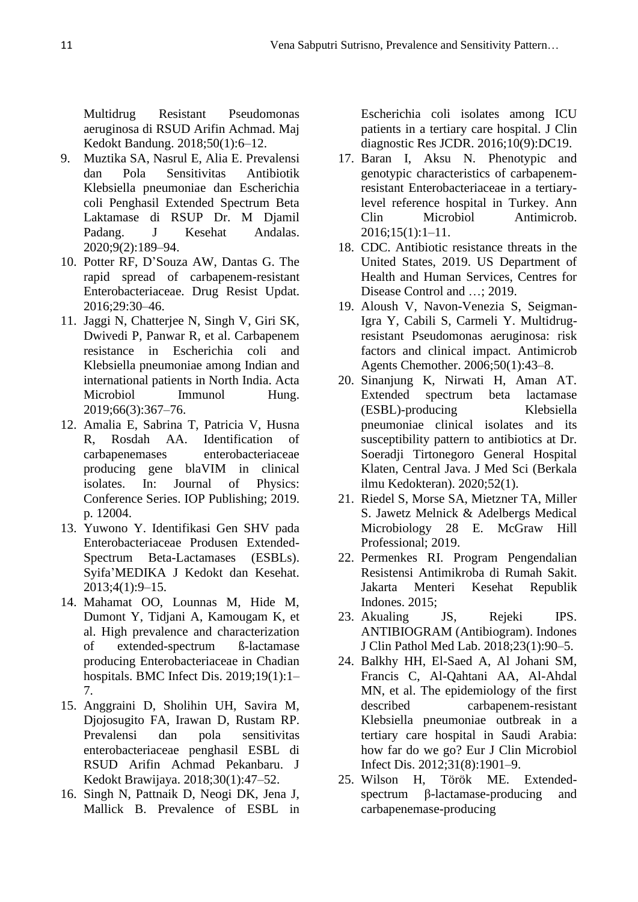Multidrug Resistant Pseudomonas aeruginosa di RSUD Arifin Achmad. Maj Kedokt Bandung. 2018;50(1):6–12.

9. Muztika SA, Nasrul E, Alia E. Prevalensi dan Pola Sensitivitas Antibiotik Klebsiella pneumoniae dan Escherichia coli Penghasil Extended Spectrum Beta Laktamase di RSUP Dr. M Djamil Padang. J Kesehat Andalas. 2020;9(2):189–94.
10. Potter RF, D'Souza AW, Dantas G. The rapid spread of carbapenem-resistant Enterobacteriaceae. Drug Resist Updat. 2016;29:30–46.
11. Jaggi N, Chatterjee N, Singh V, Giri SK, Dwivedi P, Panwar R, et al. Carbapenem resistance in Escherichia coli and Klebsiella pneumoniae among Indian and international patients in North India. Acta Microbiol Immunol Hung. 2019;66(3):367–76.
12. Amalia E, Sabrina T, Patricia V, Husna R, Rosdah AA. Identification of carbapenemases enterobacteriaceae producing gene blaVIM in clinical isolates. In: Journal of Physics: Conference Series. IOP Publishing; 2019. p. 12004.
13. Yuwono Y. Identifikasi Gen SHV pada Enterobacteriaceae Produsen Extended-Spectrum Beta-Lactamases (ESBLs). Syifa'MEDIKA J Kedokt dan Kesehat. 2013;4(1):9–15.
14. Mahamat OO, Lounnas M, Hide M, Dumont Y, Tidjani A, Kamougam K, et al. High prevalence and characterization of extended-spectrum ß-lactamase producing Enterobacteriaceae in Chadian hospitals. BMC Infect Dis. 2019;19(1):1–7.
15. Anggraini D, Sholihin UH, Savira M, Djojosugito FA, Irawan D, Rustam RP. Prevalensi dan pola sensitivitas enterobacteriaceae penghasil ESBL di RSUD Arifin Achmad Pekanbaru. J Kedokt Brawijaya. 2018;30(1):47–52.
16. Singh N, Pattnaik D, Neogi DK, Jena J, Mallick B. Prevalence of ESBL in Escherichia coli isolates among ICU patients in a tertiary care hospital. J Clin diagnostic Res JCDR. 2016;10(9):DC19.
17. Baran I, Aksu N. Phenotypic and genotypic characteristics of carbapenem-resistant Enterobacteriaceae in a tertiary-level reference hospital in Turkey. Ann Clin Microbiol Antimicrob. 2016;15(1):1–11.
18. CDC. Antibiotic resistance threats in the United States, 2019. US Department of Health and Human Services, Centres for Disease Control and …; 2019.
19. Aloush V, Navon-Venezia S, Seigman-Igra Y, Cabili S, Carmeli Y. Multidrug-resistant Pseudomonas aeruginosa: risk factors and clinical impact. Antimicrob Agents Chemother. 2006;50(1):43–8.
20. Sinanjung K, Nirwati H, Aman AT. Extended spectrum beta lactamase (ESBL)-producing Klebsiella pneumoniae clinical isolates and its susceptibility pattern to antibiotics at Dr. Soeradji Tirtonegoro General Hospital Klaten, Central Java. J Med Sci (Berkala ilmu Kedokteran). 2020;52(1).
21. Riedel S, Morse SA, Mietzner TA, Miller S. Jawetz Melnick & Adelbergs Medical Microbiology 28 E. McGraw Hill Professional; 2019.
22. Permenkes RI. Program Pengendalian Resistensi Antimikroba di Rumah Sakit. Jakarta Menteri Kesehat Republik Indones. 2015;
23. Akualing JS, Rejeki IPS. ANTIBIOGRAM (Antibiogram). Indones J Clin Pathol Med Lab. 2018;23(1):90–5.
24. Balkhy HH, El-Saed A, Al Johani SM, Francis C, Al-Qahtani AA, Al-Ahdal MN, et al. The epidemiology of the first described carbapenem-resistant Klebsiella pneumoniae outbreak in a tertiary care hospital in Saudi Arabia: how far do we go? Eur J Clin Microbiol Infect Dis. 2012;31(8):1901–9.
25. Wilson H, Török ME. Extended-spectrum β-lactamase-producing and carbapenemase-producing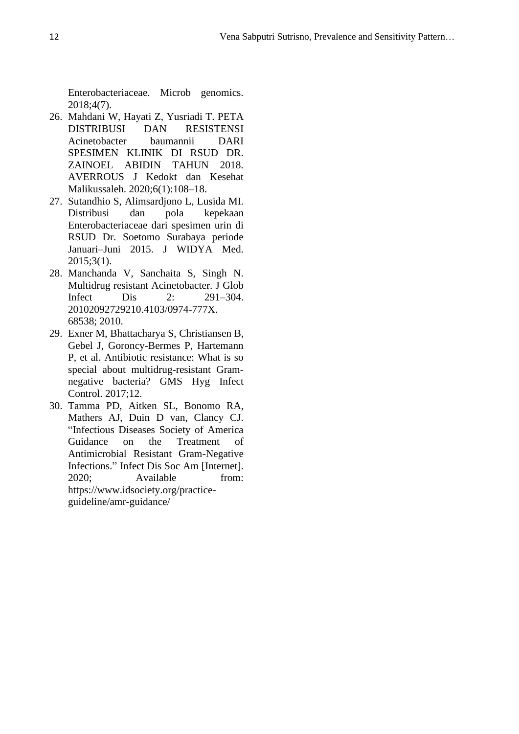Enterobacteriaceae. Microb genomics. 2018;4(7).

26. Mahdani W, Hayati Z, Yusriadi T. PETA DISTRIBUSI DAN RESISTENSI Acinetobacter baumannii DARI SPESIMEN KLINIK DI RSUD DR. ZAINOEL ABIDIN TAHUN 2018. AVERROUS J Kedokt dan Kesehat Malikussaleh. 2020;6(1):108–18.
27. Sutandhio S, Alimsardjono L, Lusida MI. Distribusi dan pola kepekaan Enterobacteriaceae dari spesimen urin di RSUD Dr. Soetomo Surabaya periode Januari–Juni 2015. J WIDYA Med. 2015;3(1).
28. Manchanda V, Sanchaita S, Singh N. Multidrug resistant Acinetobacter. J Glob Infect Dis 2: 291–304. 20102092729210.4103/0974-777X. 68538; 2010.
29. Exner M, Bhattacharya S, Christiansen B, Gebel J, Goroncy-Bermes P, Hartemann P, et al. Antibiotic resistance: What is so special about multidrug-resistant Gram-negative bacteria? GMS Hyg Infect Control. 2017;12.
30. Tamma PD, Aitken SL, Bonomo RA, Mathers AJ, Duin D van, Clancy CJ. “Infectious Diseases Society of America Guidance on the Treatment of Antimicrobial Resistant Gram-Negative Infections.” Infect Dis Soc Am [Internet]. 2020; Available from: https://www.idsociety.org/practice-guideline/amr-guidance/